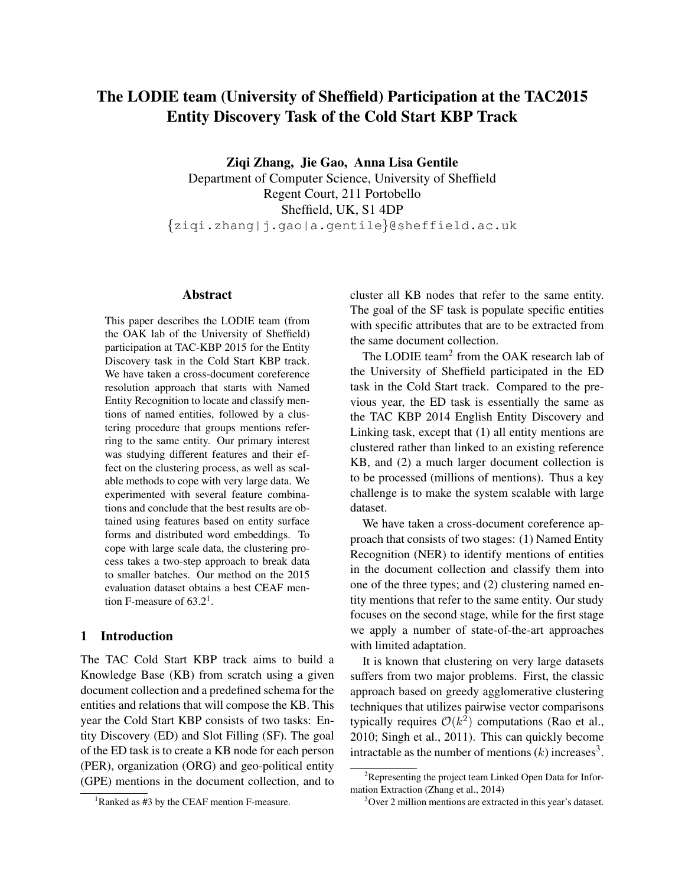# The LODIE team (University of Sheffield) Participation at the TAC2015 Entity Discovery Task of the Cold Start KBP Track

**Ziqi Zhang, Jie Gao, Anna Lisa Gentile**
Department of Computer Science, University of Sheffield
Regent Court, 211 Portobello
Sheffield, UK, S1 4DP
{ziqi.zhang|j.gao|a.gentile}@sheffield.ac.uk

## Abstract

This paper describes the LODIE team (from the OAK lab of the University of Sheffield) participation at TAC-KBP 2015 for the Entity Discovery task in the Cold Start KBP track. We have taken a cross-document coreference resolution approach that starts with Named Entity Recognition to locate and classify mentions of named entities, followed by a clustering procedure that groups mentions referring to the same entity. Our primary interest was studying different features and their effect on the clustering process, as well as scalable methods to cope with very large data. We experimented with several feature combinations and conclude that the best results are obtained using features based on entity surface forms and distributed word embeddings. To cope with large scale data, the clustering process takes a two-step approach to break data to smaller batches. Our method on the 2015 evaluation dataset obtains a best CEAF mention F-measure of 63.2[1].

## 1 Introduction

The TAC Cold Start KBP track aims to build a Knowledge Base (KB) from scratch using a given document collection and a predefined schema for the entities and relations that will compose the KB. This year the Cold Start KBP consists of two tasks: Entity Discovery (ED) and Slot Filling (SF). The goal of the ED task is to create a KB node for each person (PER), organization (ORG) and geo-political entity (GPE) mentions in the document collection, and to cluster all KB nodes that refer to the same entity. The goal of the SF task is populate specific entities with specific attributes that are to be extracted from the same document collection.

The LODIE team[2] from the OAK research lab of the University of Sheffield participated in the ED task in the Cold Start track. Compared to the previous year, the ED task is essentially the same as the TAC KBP 2014 English Entity Discovery and Linking task, except that (1) all entity mentions are clustered rather than linked to an existing reference KB, and (2) a much larger document collection is to be processed (millions of mentions). Thus a key challenge is to make the system scalable with large dataset.

We have taken a cross-document coreference approach that consists of two stages: (1) Named Entity Recognition (NER) to identify mentions of entities in the document collection and classify them into one of the three types; and (2) clustering named entity mentions that refer to the same entity. Our study focuses on the second stage, while for the first stage we apply a number of state-of-the-art approaches with limited adaptation.

It is known that clustering on very large datasets suffers from two major problems. First, the classic approach based on greedy agglomerative clustering techniques that utilizes pairwise vector comparisons typically requires $\mathcal{O}(k^2)$ computations (Rao et al., 2010; Singh et al., 2011). This can quickly become intractable as the number of mentions ($k$) increases[3].

---

[1] Ranked as #3 by the CEAF mention F-measure.

[2] Representing the project team Linked Open Data for Information Extraction (Zhang et al., 2014)

[3] Over 2 million mentions are extracted in this year's dataset.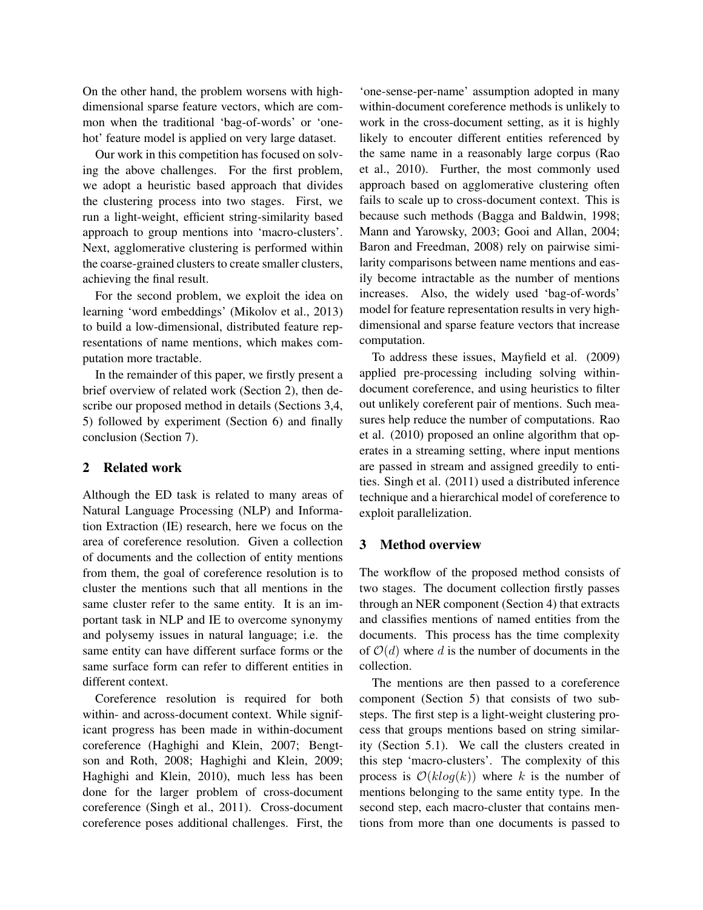On the other hand, the problem worsens with high-dimensional sparse feature vectors, which are common when the traditional 'bag-of-words' or 'one-hot' feature model is applied on very large dataset.

Our work in this competition has focused on solving the above challenges. For the first problem, we adopt a heuristic based approach that divides the clustering process into two stages. First, we run a light-weight, efficient string-similarity based approach to group mentions into 'macro-clusters'. Next, agglomerative clustering is performed within the coarse-grained clusters to create smaller clusters, achieving the final result.

For the second problem, we exploit the idea on learning 'word embeddings' (Mikolov et al., 2013) to build a low-dimensional, distributed feature representations of name mentions, which makes computation more tractable.

In the remainder of this paper, we firstly present a brief overview of related work (Section 2), then describe our proposed method in details (Sections 3,4, 5) followed by experiment (Section 6) and finally conclusion (Section 7).

## 2 Related work

Although the ED task is related to many areas of Natural Language Processing (NLP) and Information Extraction (IE) research, here we focus on the area of coreference resolution. Given a collection of documents and the collection of entity mentions from them, the goal of coreference resolution is to cluster the mentions such that all mentions in the same cluster refer to the same entity. It is an important task in NLP and IE to overcome synonymy and polysemy issues in natural language; i.e. the same entity can have different surface forms or the same surface form can refer to different entities in different context.

Coreference resolution is required for both within- and across-document context. While significant progress has been made in within-document coreference (Haghighi and Klein, 2007; Bengtson and Roth, 2008; Haghighi and Klein, 2009; Haghighi and Klein, 2010), much less has been done for the larger problem of cross-document coreference (Singh et al., 2011). Cross-document coreference poses additional challenges. First, the 'one-sense-per-name' assumption adopted in many within-document coreference methods is unlikely to work in the cross-document setting, as it is highly likely to encouter different entities referenced by the same name in a reasonably large corpus (Rao et al., 2010). Further, the most commonly used approach based on agglomerative clustering often fails to scale up to cross-document context. This is because such methods (Bagga and Baldwin, 1998; Mann and Yarowsky, 2003; Gooi and Allan, 2004; Baron and Freedman, 2008) rely on pairwise similarity comparisons between name mentions and easily become intractable as the number of mentions increases. Also, the widely used 'bag-of-words' model for feature representation results in very high-dimensional and sparse feature vectors that increase computation.

To address these issues, Mayfield et al. (2009) applied pre-processing including solving within-document coreference, and using heuristics to filter out unlikely coreferent pair of mentions. Such measures help reduce the number of computations. Rao et al. (2010) proposed an online algorithm that operates in a streaming setting, where input mentions are passed in stream and assigned greedily to entities. Singh et al. (2011) used a distributed inference technique and a hierarchical model of coreference to exploit parallelization.

## 3 Method overview

The workflow of the proposed method consists of two stages. The document collection firstly passes through an NER component (Section 4) that extracts and classifies mentions of named entities from the documents. This process has the time complexity of $\mathcal{O}(d)$ where $d$ is the number of documents in the collection.

The mentions are then passed to a coreference component (Section 5) that consists of two substeps. The first step is a light-weight clustering process that groups mentions based on string similarity (Section 5.1). We call the clusters created in this step 'macro-clusters'. The complexity of this process is $\mathcal{O}(klog(k))$ where $k$ is the number of mentions belonging to the same entity type. In the second step, each macro-cluster that contains mentions from more than one documents is passed to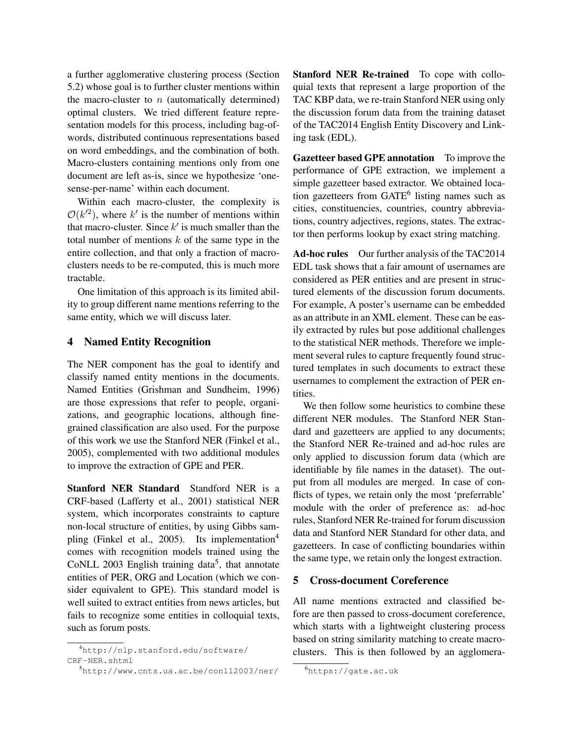a further agglomerative clustering process (Section 5.2) whose goal is to further cluster mentions within the macro-cluster to $n$ (automatically determined) optimal clusters. We tried different feature representation models for this process, including bag-of-words, distributed continuous representations based on word embeddings, and the combination of both. Macro-clusters containing mentions only from one document are left as-is, since we hypothesize 'one-sense-per-name' within each document.

Within each macro-cluster, the complexity is $\mathcal{O}(k'^2)$, where $k'$ is the number of mentions within that macro-cluster. Since $k'$ is much smaller than the total number of mentions $k$ of the same type in the entire collection, and that only a fraction of macro-clusters needs to be re-computed, this is much more tractable.

One limitation of this approach is its limited ability to group different name mentions referring to the same entity, which we will discuss later.

## 4 Named Entity Recognition

The NER component has the goal to identify and classify named entity mentions in the documents. Named Entities (Grishman and Sundheim, 1996) are those expressions that refer to people, organizations, and geographic locations, although fine-grained classification are also used. For the purpose of this work we use the Stanford NER (Finkel et al., 2005), complemented with two additional modules to improve the extraction of GPE and PER.

**Stanford NER Standard** Standford NER is a CRF-based (Lafferty et al., 2001) statistical NER system, which incorporates constraints to capture non-local structure of entities, by using Gibbs sampling (Finkel et al., 2005). Its implementation[4] comes with recognition models trained using the CoNLL 2003 English training data[5], that annotate entities of PER, ORG and Location (which we consider equivalent to GPE). This standard model is well suited to extract entities from news articles, but fails to recognize some entities in colloquial texts, such as forum posts.

**Stanford NER Re-trained** To cope with colloquial texts that represent a large proportion of the TAC KBP data, we re-train Stanford NER using only the discussion forum data from the training dataset of the TAC2014 English Entity Discovery and Linking task (EDL).

**Gazetteer based GPE annotation** To improve the performance of GPE extraction, we implement a simple gazetteer based extractor. We obtained location gazetteers from GATE[6] listing names such as cities, constituencies, countries, country abbreviations, country adjectives, regions, states. The extractor then performs lookup by exact string matching.

**Ad-hoc rules** Our further analysis of the TAC2014 EDL task shows that a fair amount of usernames are considered as PER entities and are present in structured elements of the discussion forum documents. For example, A poster's username can be embedded as an attribute in an XML element. These can be easily extracted by rules but pose additional challenges to the statistical NER methods. Therefore we implement several rules to capture frequently found structured templates in such documents to extract these usernames to complement the extraction of PER entities.

We then follow some heuristics to combine these different NER modules. The Stanford NER Standard and gazetteers are applied to any documents; the Stanford NER Re-trained and ad-hoc rules are only applied to discussion forum data (which are identifiable by file names in the dataset). The output from all modules are merged. In case of conflicts of types, we retain only the most 'preferrable' module with the order of preference as: ad-hoc rules, Stanford NER Re-trained for forum discussion data and Stanford NER Standard for other data, and gazetteers. In case of conflicting boundaries within the same type, we retain only the longest extraction.

## 5 Cross-document Coreference

All name mentions extracted and classified before are then passed to cross-document coreference, which starts with a lightweight clustering process based on string similarity matching to create macro-clusters. This is then followed by an agglomera-

[4] http://nlp.stanford.edu/software/CRF-NER.shtml

[5] http://www.cnts.ua.ac.be/conll2003/ner/

[6] https://gate.ac.uk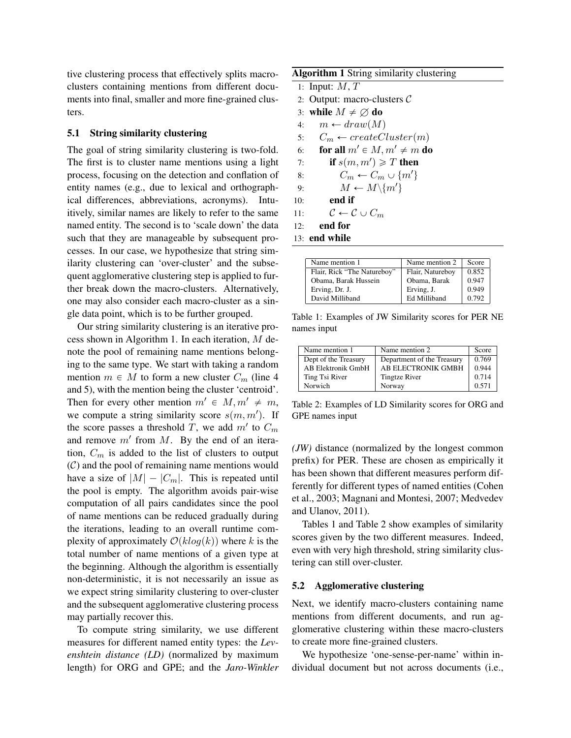tive clustering process that effectively splits macro-clusters containing mentions from different documents into final, smaller and more fine-grained clusters.

### 5.1 String similarity clustering

The goal of string similarity clustering is two-fold. The first is to cluster name mentions using a light process, focusing on the detection and conflation of entity names (e.g., due to lexical and orthographical differences, abbreviations, acronyms). Intuitively, similar names are likely to refer to the same named entity. The second is to 'scale down' the data such that they are manageable by subsequent processes. In our case, we hypothesize that string similarity clustering can 'over-cluster' and the subsequent agglomerative clustering step is applied to further break down the macro-clusters. Alternatively, one may also consider each macro-cluster as a single data point, which is to be further grouped.

Our string similarity clustering is an iterative process shown in Algorithm 1. In each iteration, $M$ denote the pool of remaining name mentions belonging to the same type. We start with taking a random mention $m \in M$ to form a new cluster $C_m$ (line 4 and 5), with the mention being the cluster 'centroid'. Then for every other mention $m' \in M, m' \neq m$, we compute a string similarity score $s(m, m')$. If the score passes a threshold $T$, we add $m'$ to $C_m$ and remove $m'$ from $M$. By the end of an iteration, $C_m$ is added to the list of clusters to output ($\mathcal{C}$) and the pool of remaining name mentions would have a size of $|M| - |C_m|$. This is repeated until the pool is empty. The algorithm avoids pair-wise computation of all pairs candidates since the pool of name mentions can be reduced gradually during the iterations, leading to an overall runtime complexity of approximately $\mathcal{O}(klog(k))$ where $k$ is the total number of name mentions of a given type at the beginning. Although the algorithm is essentially non-deterministic, it is not necessarily an issue as we expect string similarity clustering to over-cluster and the subsequent agglomerative clustering process may partially recover this.

To compute string similarity, we use different measures for different named entity types: the *Levenshtein distance (LD)* (normalized by maximum length) for ORG and GPE; and the *Jaro-Winkler (JW)* distance (normalized by the longest common prefix) for PER. These are chosen as empirically it has been shown that different measures perform differently for different types of named entities (Cohen et al., 2003; Magnani and Montesi, 2007; Medvedev and Ulanov, 2011).

**Algorithm 1** String similarity clustering

```
1:  Input: M, T
2:  Output: macro-clusters 𝒞
3:  while M ≠ ∅ do
4:      m ← draw(M)
5:      C_m ← createCluster(m)
6:      for all m' ∈ M, m' ≠ m do
7:          if s(m, m') ⩾ T then
8:              C_m ← C_m ∪ {m'}
9:              M ← M\{m'}
10:         end if
11:         𝒞 ← 𝒞 ∪ C_m
12:     end for
13: end while
```

| Name mention 1 | Name mention 2 | Score |
|---|---|---|
| Flair, Rick "The Natureboy" | Flair, Natureboy | 0.852 |
| Obama, Barak Hussein | Obama, Barak | 0.947 |
| Erving, Dr. J. | Erving, J. | 0.949 |
| David Milliband | Ed Milliband | 0.792 |

Table 1: Examples of JW Similarity scores for PER NE names input

| Name mention 1 | Name mention 2 | Score |
|---|---|---|
| Dept of the Treasury | Department of the Treasury | 0.769 |
| AB Elektronik GmbH | AB ELECTRONIK GMBH | 0.944 |
| Ting Tsi River | Tingtze River | 0.714 |
| Norwich | Norway | 0.571 |

Table 2: Examples of LD Similarity scores for ORG and GPE names input

Tables 1 and Table 2 show examples of similarity scores given by the two different measures. Indeed, even with very high threshold, string similarity clustering can still over-cluster.

### 5.2 Agglomerative clustering

Next, we identify macro-clusters containing name mentions from different documents, and run agglomerative clustering within these macro-clusters to create more fine-grained clusters.

We hypothesize 'one-sense-per-name' within individual document but not across documents (i.e.,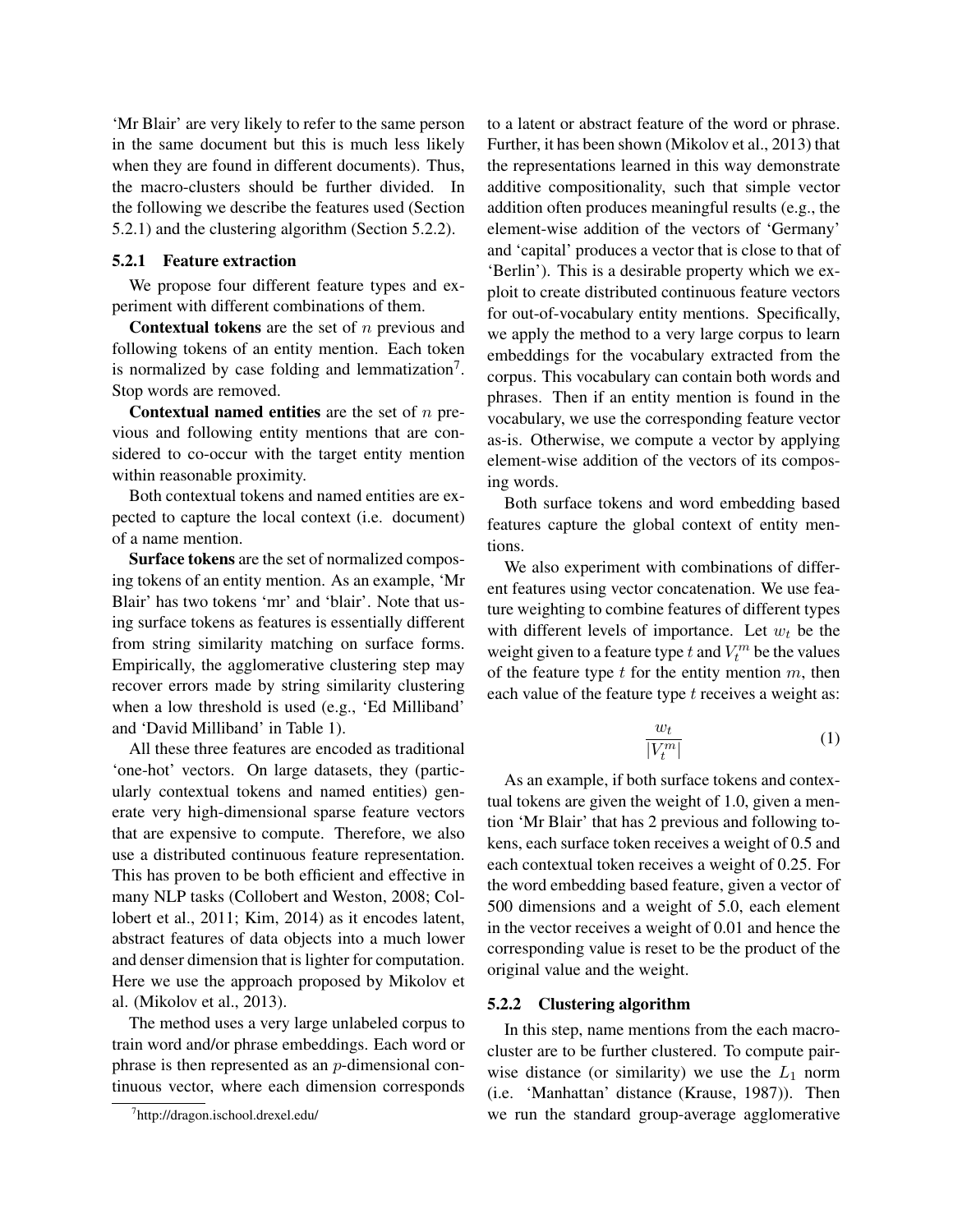'Mr Blair' are very likely to refer to the same person in the same document but this is much less likely when they are found in different documents). Thus, the macro-clusters should be further divided. In the following we describe the features used (Section 5.2.1) and the clustering algorithm (Section 5.2.2).

### 5.2.1 Feature extraction

We propose four different feature types and experiment with different combinations of them.

**Contextual tokens** are the set of $n$ previous and following tokens of an entity mention. Each token is normalized by case folding and lemmatization[7]. Stop words are removed.

**Contextual named entities** are the set of $n$ previous and following entity mentions that are considered to co-occur with the target entity mention within reasonable proximity.

Both contextual tokens and named entities are expected to capture the local context (i.e. document) of a name mention.

**Surface tokens** are the set of normalized composing tokens of an entity mention. As an example, 'Mr Blair' has two tokens 'mr' and 'blair'. Note that using surface tokens as features is essentially different from string similarity matching on surface forms. Empirically, the agglomerative clustering step may recover errors made by string similarity clustering when a low threshold is used (e.g., 'Ed Milliband' and 'David Milliband' in Table 1).

All these three features are encoded as traditional 'one-hot' vectors. On large datasets, they (particularly contextual tokens and named entities) generate very high-dimensional sparse feature vectors that are expensive to compute. Therefore, we also use a distributed continuous feature representation. This has proven to be both efficient and effective in many NLP tasks (Collobert and Weston, 2008; Collobert et al., 2011; Kim, 2014) as it encodes latent, abstract features of data objects into a much lower and denser dimension that is lighter for computation. Here we use the approach proposed by Mikolov et al. (Mikolov et al., 2013).

The method uses a very large unlabeled corpus to train word and/or phrase embeddings. Each word or phrase is then represented as an $p$-dimensional continuous vector, where each dimension corresponds to a latent or abstract feature of the word or phrase. Further, it has been shown (Mikolov et al., 2013) that the representations learned in this way demonstrate additive compositionality, such that simple vector addition often produces meaningful results (e.g., the element-wise addition of the vectors of 'Germany' and 'capital' produces a vector that is close to that of 'Berlin'). This is a desirable property which we exploit to create distributed continuous feature vectors for out-of-vocabulary entity mentions. Specifically, we apply the method to a very large corpus to learn embeddings for the vocabulary extracted from the corpus. This vocabulary can contain both words and phrases. Then if an entity mention is found in the vocabulary, we use the corresponding feature vector as-is. Otherwise, we compute a vector by applying element-wise addition of the vectors of its composing words.

Both surface tokens and word embedding based features capture the global context of entity mentions.

We also experiment with combinations of different features using vector concatenation. We use feature weighting to combine features of different types with different levels of importance. Let $w_t$ be the weight given to a feature type $t$ and $V_t^m$ be the values of the feature type $t$ for the entity mention $m$, then each value of the feature type $t$ receives a weight as:

$$\frac{w_t}{|V_t^m|} \tag{1}$$

As an example, if both surface tokens and contextual tokens are given the weight of 1.0, given a mention 'Mr Blair' that has 2 previous and following tokens, each surface token receives a weight of 0.5 and each contextual token receives a weight of 0.25. For the word embedding based feature, given a vector of 500 dimensions and a weight of 5.0, each element in the vector receives a weight of 0.01 and hence the corresponding value is reset to be the product of the original value and the weight.

### 5.2.2 Clustering algorithm

In this step, name mentions from the each macro-cluster are to be further clustered. To compute pairwise distance (or similarity) we use the $L_1$ norm (i.e. 'Manhattan' distance (Krause, 1987)). Then we run the standard group-average agglomerative

[7] http://dragon.ischool.drexel.edu/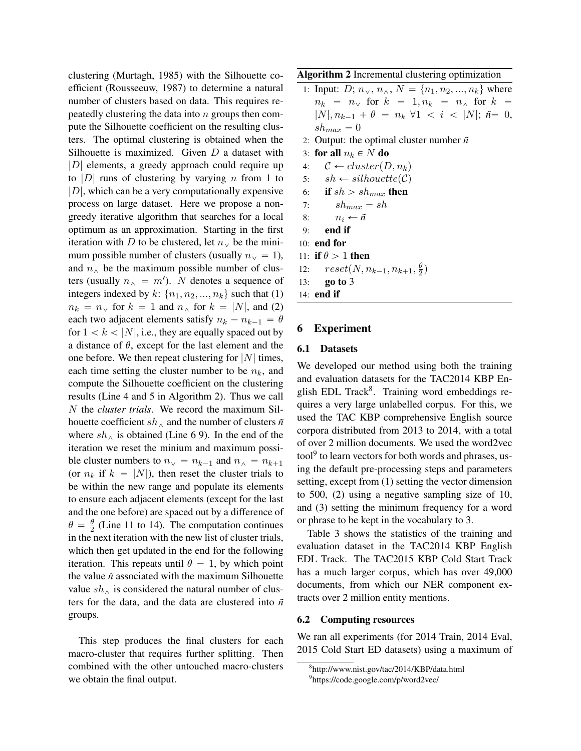clustering (Murtagh, 1985) with the Silhouette coefficient (Rousseeuw, 1987) to determine a natural number of clusters based on data. This requires repeatedly clustering the data into $n$ groups then compute the Silhouette coefficient on the resulting clusters. The optimal clustering is obtained when the Silhouette is maximized. Given $D$ a dataset with $|D|$ elements, a greedy approach could require up to $|D|$ runs of clustering by varying $n$ from 1 to $|D|$, which can be a very computationally expensive process on large dataset. Here we propose a non-greedy iterative algorithm that searches for a local optimum as an approximation. Starting in the first iteration with $D$ to be clustered, let $n_\vee$ be the minimum possible number of clusters (usually $n_\vee = 1$), and $n_\wedge$ be the maximum possible number of clusters (usually $n_\wedge = m'$). $N$ denotes a sequence of integers indexed by $k$: $\{n_1, n_2, ..., n_k\}$ such that (1) $n_k = n_\vee$ for $k = 1$ and $n_\wedge$ for $k = |N|$, and (2) each two adjacent elements satisfy $n_k - n_{k-1} = \theta$ for $1 < k < |N|$, i.e., they are equally spaced out by a distance of $\theta$, except for the last element and the one before. We then repeat clustering for $|N|$ times, each time setting the cluster number to be $n_k$, and compute the Silhouette coefficient on the clustering results (Line 4 and 5 in Algorithm 2). Thus we call $N$ the *cluster trials*. We record the maximum Silhouette coefficient $sh_\wedge$ and the number of clusters $\tilde{n}$ where $sh_\wedge$ is obtained (Line 6 9). In the end of the iteration we reset the minium and maximum possible cluster numbers to $n_\vee = n_{k-1}$ and $n_\wedge = n_{k+1}$ (or $n_k$ if $k = |N|$), then reset the cluster trials to be within the new range and populate its elements to ensure each adjacent elements (except for the last and the one before) are spaced out by a difference of $\theta = \frac{\theta}{2}$ (Line 11 to 14). The computation continues in the next iteration with the new list of cluster trials, which then get updated in the end for the following iteration. This repeats until $\theta = 1$, by which point the value $\tilde{n}$ associated with the maximum Silhouette value $sh_\wedge$ is considered the natural number of clusters for the data, and the data are clustered into $\tilde{n}$ groups.

This step produces the final clusters for each macro-cluster that requires further splitting. Then combined with the other untouched macro-clusters we obtain the final output.

**Algorithm 2** Incremental clustering optimization

```
1:  Input: D; n_∨, n_∧, N = {n_1, n_2, ..., n_k} where
    n_k = n_∨ for k = 1, n_k = n_∧ for k =
    |N|, n_{k-1} + θ = n_k ∀1 < i < |N|; ñ= 0,
    sh_max = 0
2:  Output: the optimal cluster number ñ
3:  for all n_k ∈ N do
4:      C ← cluster(D, n_k)
5:      sh ← silhouette(C)
6:      if sh > sh_max then
7:          sh_max = sh
8:          n_i ← ñ
9:      end if
10: end for
11: if θ > 1 then
12:     reset(N, n_{k-1}, n_{k+1}, θ/2)
13:     go to 3
14: end if
```

## 6 Experiment

### 6.1 Datasets

We developed our method using both the training and evaluation datasets for the TAC2014 KBP English EDL Track[8]. Training word embeddings requires a very large unlabelled corpus. For this, we used the TAC KBP comprehensive English source corpora distributed from 2013 to 2014, with a total of over 2 million documents. We used the word2vec tool[9] to learn vectors for both words and phrases, using the default pre-processing steps and parameters setting, except from (1) setting the vector dimension to 500, (2) using a negative sampling size of 10, and (3) setting the minimum frequency for a word or phrase to be kept in the vocabulary to 3.

Table 3 shows the statistics of the training and evaluation dataset in the TAC2014 KBP English EDL Track. The TAC2015 KBP Cold Start Track has a much larger corpus, which has over 49,000 documents, from which our NER component extracts over 2 million entity mentions.

### 6.2 Computing resources

We ran all experiments (for 2014 Train, 2014 Eval, 2015 Cold Start ED datasets) using a maximum of

[8]http://www.nist.gov/tac/2014/KBP/data.html

[9]https://code.google.com/p/word2vec/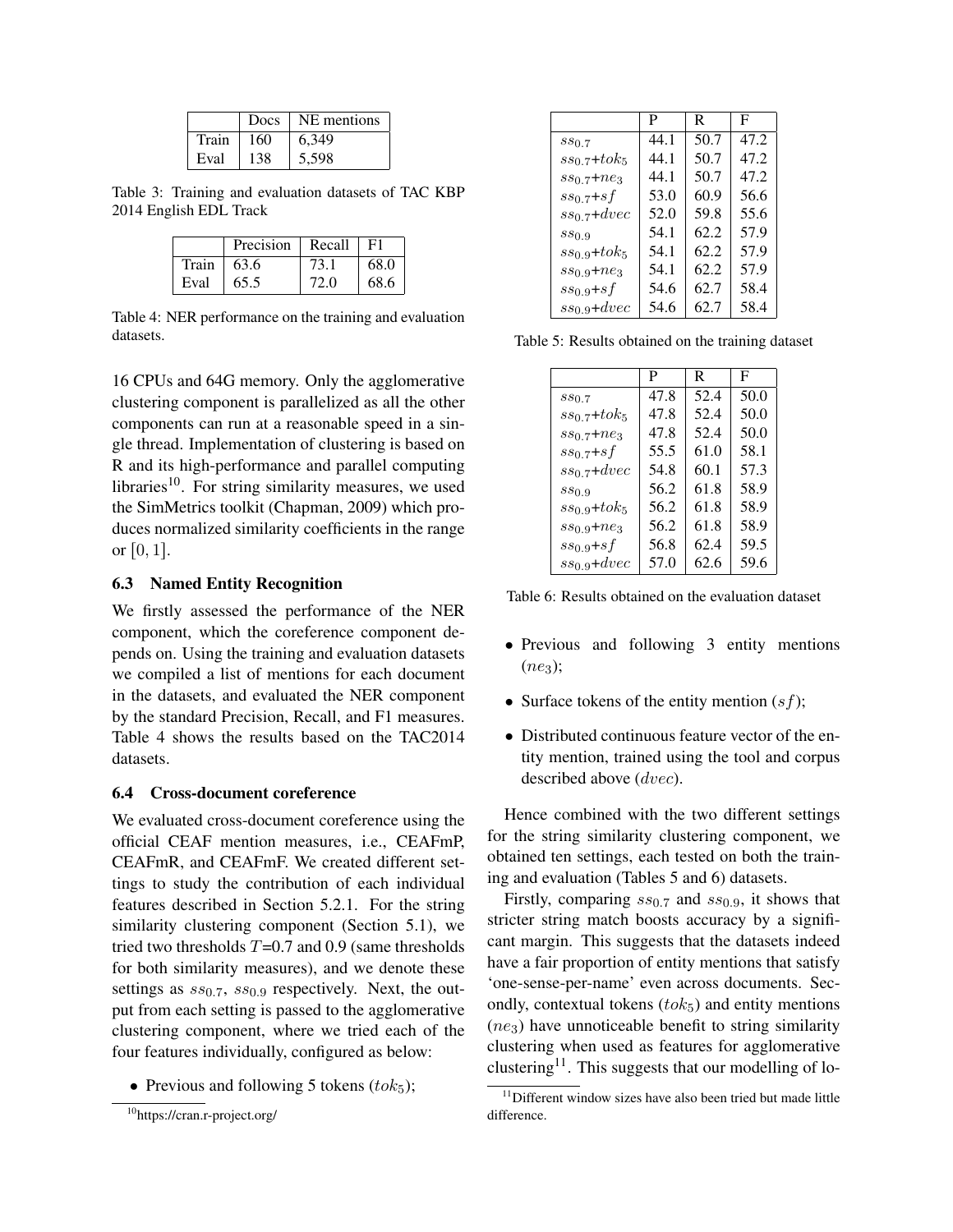|  | Docs | NE mentions |
|---|---|---|
| Train | 160 | 6,349 |
| Eval | 138 | 5,598 |

Table 3: Training and evaluation datasets of TAC KBP 2014 English EDL Track

|  | Precision | Recall | F1 |
|---|---|---|---|
| Train | 63.6 | 73.1 | 68.0 |
| Eval | 65.5 | 72.0 | 68.6 |

Table 4: NER performance on the training and evaluation datasets.

16 CPUs and 64G memory. Only the agglomerative clustering component is parallelized as all the other components can run at a reasonable speed in a single thread. Implementation of clustering is based on R and its high-performance and parallel computing libraries[10]. For string similarity measures, we used the SimMetrics toolkit (Chapman, 2009) which produces normalized similarity coefficients in the range or $[0, 1]$.

### 6.3 Named Entity Recognition

We firstly assessed the performance of the NER component, which the coreference component depends on. Using the training and evaluation datasets we compiled a list of mentions for each document in the datasets, and evaluated the NER component by the standard Precision, Recall, and F1 measures. Table 4 shows the results based on the TAC2014 datasets.

### 6.4 Cross-document coreference

We evaluated cross-document coreference using the official CEAF mention measures, i.e., CEAFmP, CEAFmR, and CEAFmF. We created different settings to study the contribution of each individual features described in Section 5.2.1. For the string similarity clustering component (Section 5.1), we tried two thresholds $T$=0.7 and 0.9 (same thresholds for both similarity measures), and we denote these settings as $ss_{0.7}$, $ss_{0.9}$ respectively. Next, the output from each setting is passed to the agglomerative clustering component, where we tried each of the four features individually, configured as below:

- Previous and following 5 tokens ($tok_5$);
- Previous and following 3 entity mentions ($ne_3$);
- Surface tokens of the entity mention ($sf$);
- Distributed continuous feature vector of the entity mention, trained using the tool and corpus described above ($dvec$).

|  | P | R | F |
|---|---|---|---|
| $ss_{0.7}$ | 44.1 | 50.7 | 47.2 |
| $ss_{0.7}$+$tok_5$ | 44.1 | 50.7 | 47.2 |
| $ss_{0.7}$+$ne_3$ | 44.1 | 50.7 | 47.2 |
| $ss_{0.7}$+$sf$ | 53.0 | 60.9 | 56.6 |
| $ss_{0.7}$+$dvec$ | 52.0 | 59.8 | 55.6 |
| $ss_{0.9}$ | 54.1 | 62.2 | 57.9 |
| $ss_{0.9}$+$tok_5$ | 54.1 | 62.2 | 57.9 |
| $ss_{0.9}$+$ne_3$ | 54.1 | 62.2 | 57.9 |
| $ss_{0.9}$+$sf$ | 54.6 | 62.7 | 58.4 |
| $ss_{0.9}$+$dvec$ | 54.6 | 62.7 | 58.4 |

Table 5: Results obtained on the training dataset

|  | P | R | F |
|---|---|---|---|
| $ss_{0.7}$ | 47.8 | 52.4 | 50.0 |
| $ss_{0.7}$+$tok_5$ | 47.8 | 52.4 | 50.0 |
| $ss_{0.7}$+$ne_3$ | 47.8 | 52.4 | 50.0 |
| $ss_{0.7}$+$sf$ | 55.5 | 61.0 | 58.1 |
| $ss_{0.7}$+$dvec$ | 54.8 | 60.1 | 57.3 |
| $ss_{0.9}$ | 56.2 | 61.8 | 58.9 |
| $ss_{0.9}$+$tok_5$ | 56.2 | 61.8 | 58.9 |
| $ss_{0.9}$+$ne_3$ | 56.2 | 61.8 | 58.9 |
| $ss_{0.9}$+$sf$ | 56.8 | 62.4 | 59.5 |
| $ss_{0.9}$+$dvec$ | 57.0 | 62.6 | 59.6 |

Table 6: Results obtained on the evaluation dataset

Hence combined with the two different settings for the string similarity clustering component, we obtained ten settings, each tested on both the training and evaluation (Tables 5 and 6) datasets.

Firstly, comparing $ss_{0.7}$ and $ss_{0.9}$, it shows that stricter string match boosts accuracy by a significant margin. This suggests that the datasets indeed have a fair proportion of entity mentions that satisfy 'one-sense-per-name' even across documents. Secondly, contextual tokens ($tok_5$) and entity mentions ($ne_3$) have unnoticeable benefit to string similarity clustering when used as features for agglomerative clustering[11]. This suggests that our modelling of lo-

[10] https://cran.r-project.org/

[11] Different window sizes have also been tried but made little difference.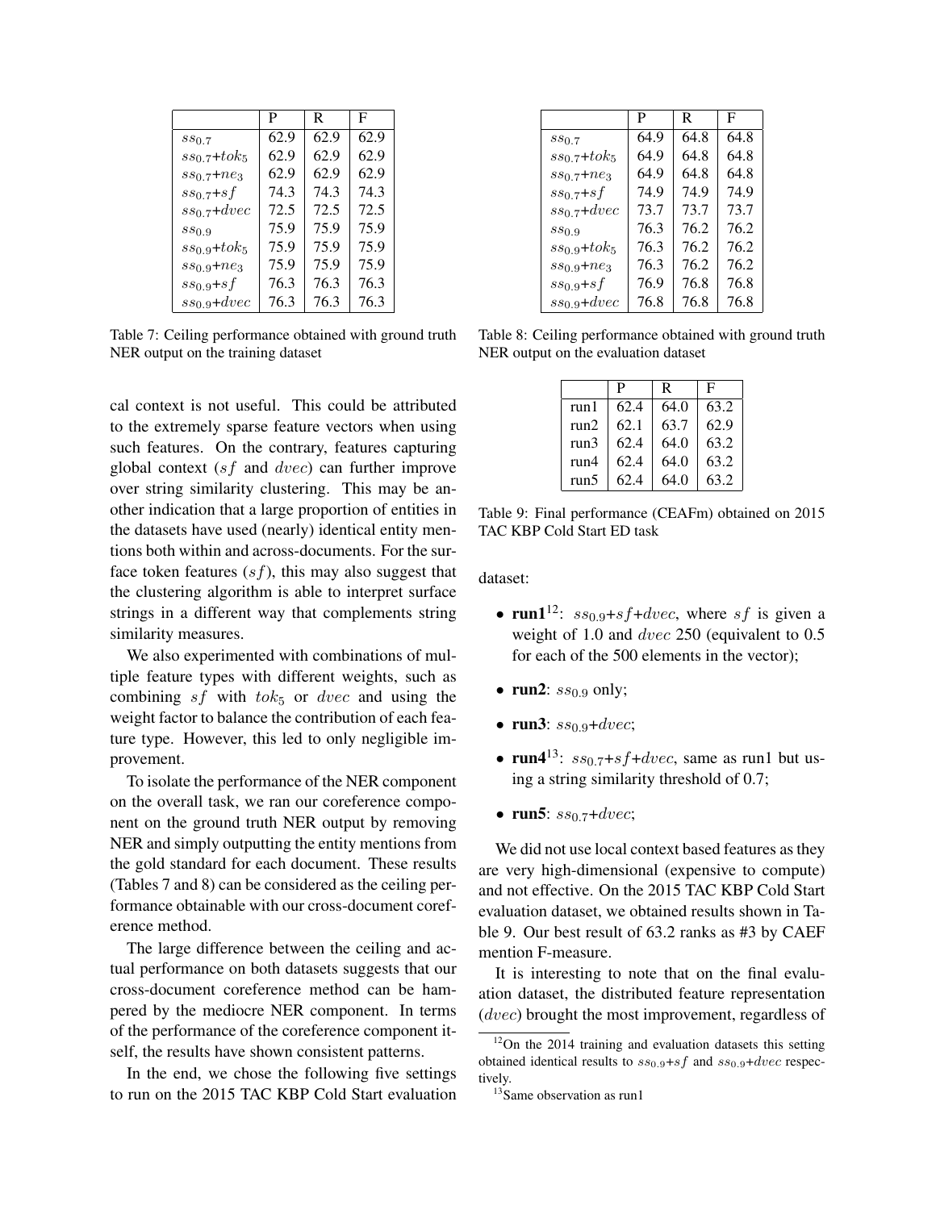|  | P | R | F |
|---|---|---|---|
| $ss_{0.7}$ | 62.9 | 62.9 | 62.9 |
| $ss_{0.7}$+$tok_5$ | 62.9 | 62.9 | 62.9 |
| $ss_{0.7}$+$ne_3$ | 62.9 | 62.9 | 62.9 |
| $ss_{0.7}$+$sf$ | 74.3 | 74.3 | 74.3 |
| $ss_{0.7}$+$dvec$ | 72.5 | 72.5 | 72.5 |
| $ss_{0.9}$ | 75.9 | 75.9 | 75.9 |
| $ss_{0.9}$+$tok_5$ | 75.9 | 75.9 | 75.9 |
| $ss_{0.9}$+$ne_3$ | 75.9 | 75.9 | 75.9 |
| $ss_{0.9}$+$sf$ | 76.3 | 76.3 | 76.3 |
| $ss_{0.9}$+$dvec$ | 76.3 | 76.3 | 76.3 |

Table 7: Ceiling performance obtained with ground truth NER output on the training dataset

|  | P | R | F |
|---|---|---|---|
| $ss_{0.7}$ | 64.9 | 64.8 | 64.8 |
| $ss_{0.7}$+$tok_5$ | 64.9 | 64.8 | 64.8 |
| $ss_{0.7}$+$ne_3$ | 64.9 | 64.8 | 64.8 |
| $ss_{0.7}$+$sf$ | 74.9 | 74.9 | 74.9 |
| $ss_{0.7}$+$dvec$ | 73.7 | 73.7 | 73.7 |
| $ss_{0.9}$ | 76.3 | 76.2 | 76.2 |
| $ss_{0.9}$+$tok_5$ | 76.3 | 76.2 | 76.2 |
| $ss_{0.9}$+$ne_3$ | 76.3 | 76.2 | 76.2 |
| $ss_{0.9}$+$sf$ | 76.9 | 76.8 | 76.8 |
| $ss_{0.9}$+$dvec$ | 76.8 | 76.8 | 76.8 |

Table 8: Ceiling performance obtained with ground truth NER output on the evaluation dataset

cal context is not useful. This could be attributed to the extremely sparse feature vectors when using such features. On the contrary, features capturing global context ($sf$ and $dvec$) can further improve over string similarity clustering. This may be another indication that a large proportion of entities in the datasets have used (nearly) identical entity mentions both within and across-documents. For the surface token features ($sf$), this may also suggest that the clustering algorithm is able to interpret surface strings in a different way that complements string similarity measures.

We also experimented with combinations of multiple feature types with different weights, such as combining $sf$ with $tok_5$ or $dvec$ and using the weight factor to balance the contribution of each feature type. However, this led to only negligible improvement.

To isolate the performance of the NER component on the overall task, we ran our coreference component on the ground truth NER output by removing NER and simply outputting the entity mentions from the gold standard for each document. These results (Tables 7 and 8) can be considered as the ceiling performance obtainable with our cross-document coreference method.

The large difference between the ceiling and actual performance on both datasets suggests that our cross-document coreference method can be hampered by the mediocre NER component. In terms of the performance of the coreference component itself, the results have shown consistent patterns.

In the end, we chose the following five settings to run on the 2015 TAC KBP Cold Start evaluation dataset:

- **run1**[12]: $ss_{0.9}$+$sf$+$dvec$, where $sf$ is given a weight of 1.0 and $dvec$ 250 (equivalent to 0.5 for each of the 500 elements in the vector);
- **run2**: $ss_{0.9}$ only;
- **run3**: $ss_{0.9}$+$dvec$;
- **run4**[13]: $ss_{0.7}$+$sf$+$dvec$, same as run1 but using a string similarity threshold of 0.7;
- **run5**: $ss_{0.7}$+$dvec$;

|  | P | R | F |
|---|---|---|---|
| run1 | 62.4 | 64.0 | 63.2 |
| run2 | 62.1 | 63.7 | 62.9 |
| run3 | 62.4 | 64.0 | 63.2 |
| run4 | 62.4 | 64.0 | 63.2 |
| run5 | 62.4 | 64.0 | 63.2 |

Table 9: Final performance (CEAFm) obtained on 2015 TAC KBP Cold Start ED task

We did not use local context based features as they are very high-dimensional (expensive to compute) and not effective. On the 2015 TAC KBP Cold Start evaluation dataset, we obtained results shown in Table 9. Our best result of 63.2 ranks as #3 by CAEF mention F-measure.

It is interesting to note that on the final evaluation dataset, the distributed feature representation ($dvec$) brought the most improvement, regardless of

[12] On the 2014 training and evaluation datasets this setting obtained identical results to $ss_{0.9}$+$sf$ and $ss_{0.9}$+$dvec$ respectively.

[13] Same observation as run1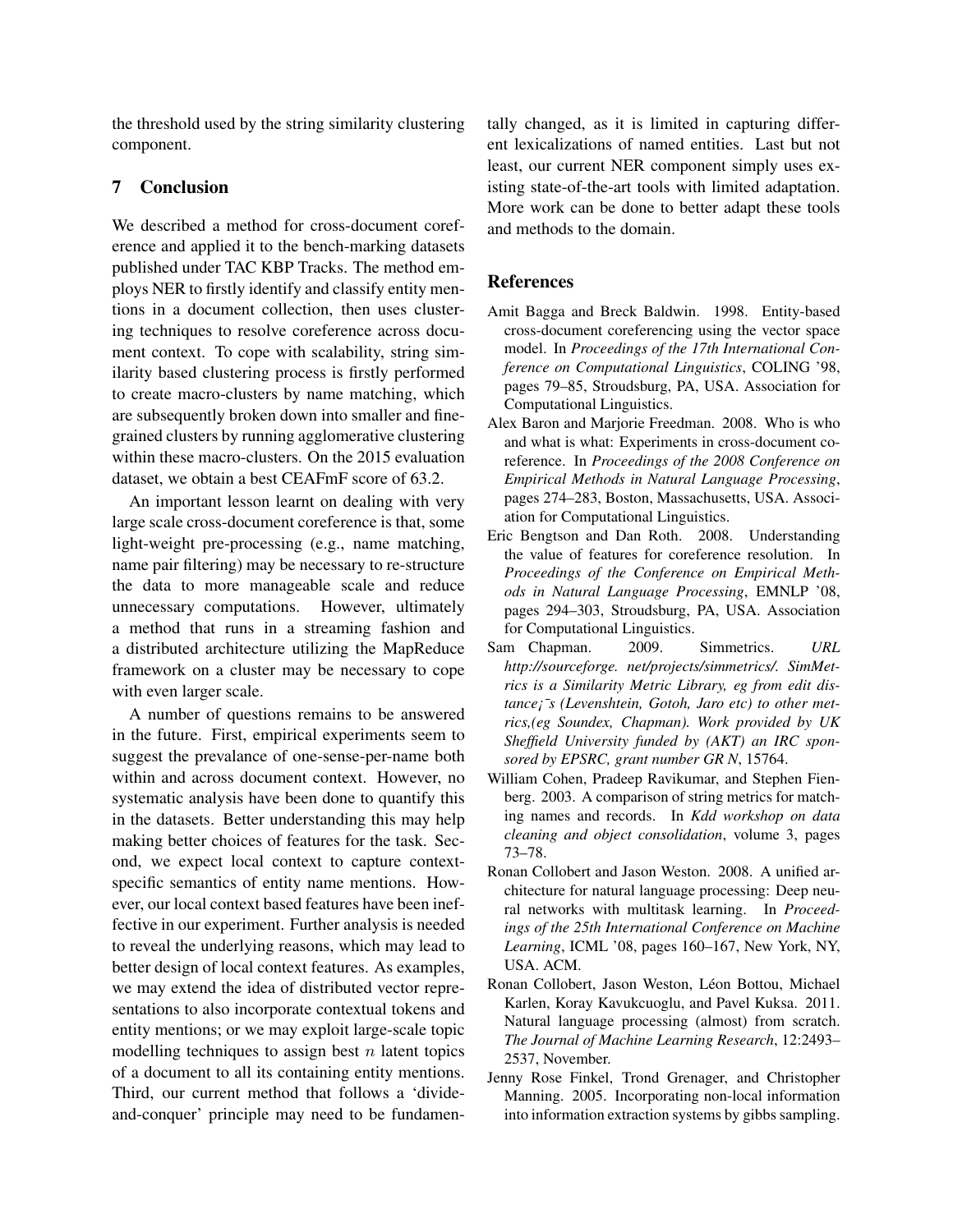the threshold used by the string similarity clustering component.

## 7 Conclusion

We described a method for cross-document coreference and applied it to the bench-marking datasets published under TAC KBP Tracks. The method employs NER to firstly identify and classify entity mentions in a document collection, then uses clustering techniques to resolve coreference across document context. To cope with scalability, string similarity based clustering process is firstly performed to create macro-clusters by name matching, which are subsequently broken down into smaller and fine-grained clusters by running agglomerative clustering within these macro-clusters. On the 2015 evaluation dataset, we obtain a best CEAFmF score of 63.2.

An important lesson learnt on dealing with very large scale cross-document coreference is that, some light-weight pre-processing (e.g., name matching, name pair filtering) may be necessary to re-structure the data to more manageable scale and reduce unnecessary computations. However, ultimately a method that runs in a streaming fashion and a distributed architecture utilizing the MapReduce framework on a cluster may be necessary to cope with even larger scale.

A number of questions remains to be answered in the future. First, empirical experiments seem to suggest the prevalance of one-sense-per-name both within and across document context. However, no systematic analysis have been done to quantify this in the datasets. Better understanding this may help making better choices of features for the task. Second, we expect local context to capture context-specific semantics of entity name mentions. However, our local context based features have been ineffective in our experiment. Further analysis is needed to reveal the underlying reasons, which may lead to better design of local context features. As examples, we may extend the idea of distributed vector representations to also incorporate contextual tokens and entity mentions; or we may exploit large-scale topic modelling techniques to assign best $n$ latent topics of a document to all its containing entity mentions. Third, our current method that follows a 'divide-and-conquer' principle may need to be fundamentally changed, as it is limited in capturing different lexicalizations of named entities. Last but not least, our current NER component simply uses existing state-of-the-art tools with limited adaptation. More work can be done to better adapt these tools and methods to the domain.

## References

Amit Bagga and Breck Baldwin. 1998. Entity-based cross-document coreferencing using the vector space model. In *Proceedings of the 17th International Conference on Computational Linguistics*, COLING '98, pages 79–85, Stroudsburg, PA, USA. Association for Computational Linguistics.

Alex Baron and Marjorie Freedman. 2008. Who is who and what is what: Experiments in cross-document co-reference. In *Proceedings of the 2008 Conference on Empirical Methods in Natural Language Processing*, pages 274–283, Boston, Massachusetts, USA. Association for Computational Linguistics.

Eric Bengtson and Dan Roth. 2008. Understanding the value of features for coreference resolution. In *Proceedings of the Conference on Empirical Methods in Natural Language Processing*, EMNLP '08, pages 294–303, Stroudsburg, PA, USA. Association for Computational Linguistics.

Sam Chapman. 2009. Simmetrics. *URL http://sourceforge. net/projects/simmetrics/. SimMetrics is a Similarity Metric Library, eg from edit distance¡¯s (Levenshtein, Gotoh, Jaro etc) to other metrics,(eg Soundex, Chapman). Work provided by UK Sheffield University funded by (AKT) an IRC sponsored by EPSRC, grant number GR N*, 15764.

William Cohen, Pradeep Ravikumar, and Stephen Fienberg. 2003. A comparison of string metrics for matching names and records. In *Kdd workshop on data cleaning and object consolidation*, volume 3, pages 73–78.

Ronan Collobert and Jason Weston. 2008. A unified architecture for natural language processing: Deep neural networks with multitask learning. In *Proceedings of the 25th International Conference on Machine Learning*, ICML '08, pages 160–167, New York, NY, USA. ACM.

Ronan Collobert, Jason Weston, Léon Bottou, Michael Karlen, Koray Kavukcuoglu, and Pavel Kuksa. 2011. Natural language processing (almost) from scratch. *The Journal of Machine Learning Research*, 12:2493–2537, November.

Jenny Rose Finkel, Trond Grenager, and Christopher Manning. 2005. Incorporating non-local information into information extraction systems by gibbs sampling.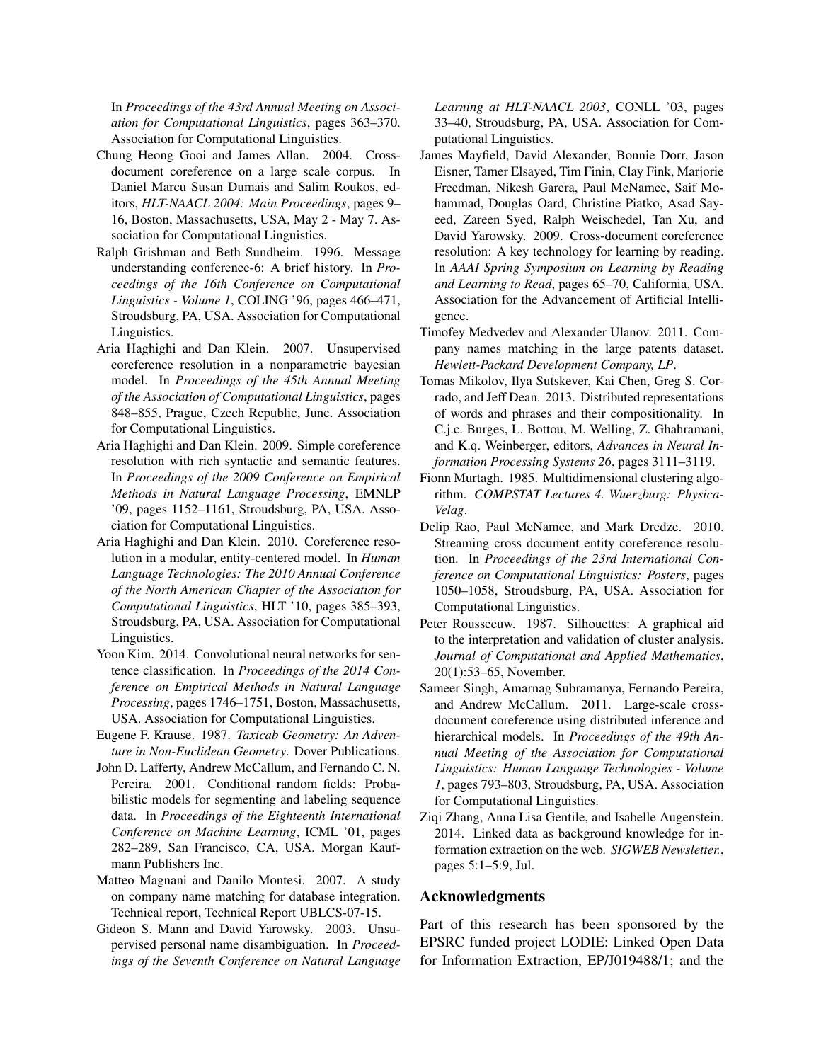In *Proceedings of the 43rd Annual Meeting on Association for Computational Linguistics*, pages 363–370. Association for Computational Linguistics.

Chung Heong Gooi and James Allan. 2004. Cross-document coreference on a large scale corpus. In Daniel Marcu Susan Dumais and Salim Roukos, editors, *HLT-NAACL 2004: Main Proceedings*, pages 9–16, Boston, Massachusetts, USA, May 2 - May 7. Association for Computational Linguistics.

Ralph Grishman and Beth Sundheim. 1996. Message understanding conference-6: A brief history. In *Proceedings of the 16th Conference on Computational Linguistics - Volume 1*, COLING '96, pages 466–471, Stroudsburg, PA, USA. Association for Computational Linguistics.

Aria Haghighi and Dan Klein. 2007. Unsupervised coreference resolution in a nonparametric bayesian model. In *Proceedings of the 45th Annual Meeting of the Association of Computational Linguistics*, pages 848–855, Prague, Czech Republic, June. Association for Computational Linguistics.

Aria Haghighi and Dan Klein. 2009. Simple coreference resolution with rich syntactic and semantic features. In *Proceedings of the 2009 Conference on Empirical Methods in Natural Language Processing*, EMNLP '09, pages 1152–1161, Stroudsburg, PA, USA. Association for Computational Linguistics.

Aria Haghighi and Dan Klein. 2010. Coreference resolution in a modular, entity-centered model. In *Human Language Technologies: The 2010 Annual Conference of the North American Chapter of the Association for Computational Linguistics*, HLT '10, pages 385–393, Stroudsburg, PA, USA. Association for Computational Linguistics.

Yoon Kim. 2014. Convolutional neural networks for sentence classification. In *Proceedings of the 2014 Conference on Empirical Methods in Natural Language Processing*, pages 1746–1751, Boston, Massachusetts, USA. Association for Computational Linguistics.

Eugene F. Krause. 1987. *Taxicab Geometry: An Adventure in Non-Euclidean Geometry*. Dover Publications.

John D. Lafferty, Andrew McCallum, and Fernando C. N. Pereira. 2001. Conditional random fields: Probabilistic models for segmenting and labeling sequence data. In *Proceedings of the Eighteenth International Conference on Machine Learning*, ICML '01, pages 282–289, San Francisco, CA, USA. Morgan Kaufmann Publishers Inc.

Matteo Magnani and Danilo Montesi. 2007. A study on company name matching for database integration. Technical report, Technical Report UBLCS-07-15.

Gideon S. Mann and David Yarowsky. 2003. Unsupervised personal name disambiguation. In *Proceedings of the Seventh Conference on Natural Language Learning at HLT-NAACL 2003*, CONLL '03, pages 33–40, Stroudsburg, PA, USA. Association for Computational Linguistics.

James Mayfield, David Alexander, Bonnie Dorr, Jason Eisner, Tamer Elsayed, Tim Finin, Clay Fink, Marjorie Freedman, Nikesh Garera, Paul McNamee, Saif Mohammad, Douglas Oard, Christine Piatko, Asad Sayeed, Zareen Syed, Ralph Weischedel, Tan Xu, and David Yarowsky. 2009. Cross-document coreference resolution: A key technology for learning by reading. In *AAAI Spring Symposium on Learning by Reading and Learning to Read*, pages 65–70, California, USA. Association for the Advancement of Artificial Intelligence.

Timofey Medvedev and Alexander Ulanov. 2011. Company names matching in the large patents dataset. *Hewlett-Packard Development Company, LP*.

Tomas Mikolov, Ilya Sutskever, Kai Chen, Greg S. Corrado, and Jeff Dean. 2013. Distributed representations of words and phrases and their compositionality. In C.j.c. Burges, L. Bottou, M. Welling, Z. Ghahramani, and K.q. Weinberger, editors, *Advances in Neural Information Processing Systems 26*, pages 3111–3119.

Fionn Murtagh. 1985. Multidimensional clustering algorithm. *COMPSTAT Lectures 4. Wuerzburg: Physica-Velag*.

Delip Rao, Paul McNamee, and Mark Dredze. 2010. Streaming cross document entity coreference resolution. In *Proceedings of the 23rd International Conference on Computational Linguistics: Posters*, pages 1050–1058, Stroudsburg, PA, USA. Association for Computational Linguistics.

Peter Rousseeuw. 1987. Silhouettes: A graphical aid to the interpretation and validation of cluster analysis. *Journal of Computational and Applied Mathematics*, 20(1):53–65, November.

Sameer Singh, Amarnag Subramanya, Fernando Pereira, and Andrew McCallum. 2011. Large-scale cross-document coreference using distributed inference and hierarchical models. In *Proceedings of the 49th Annual Meeting of the Association for Computational Linguistics: Human Language Technologies - Volume 1*, pages 793–803, Stroudsburg, PA, USA. Association for Computational Linguistics.

Ziqi Zhang, Anna Lisa Gentile, and Isabelle Augenstein. 2014. Linked data as background knowledge for information extraction on the web. *SIGWEB Newsletter.*, pages 5:1–5:9, Jul.

## Acknowledgments

Part of this research has been sponsored by the EPSRC funded project LODIE: Linked Open Data for Information Extraction, EP/J019488/1; and the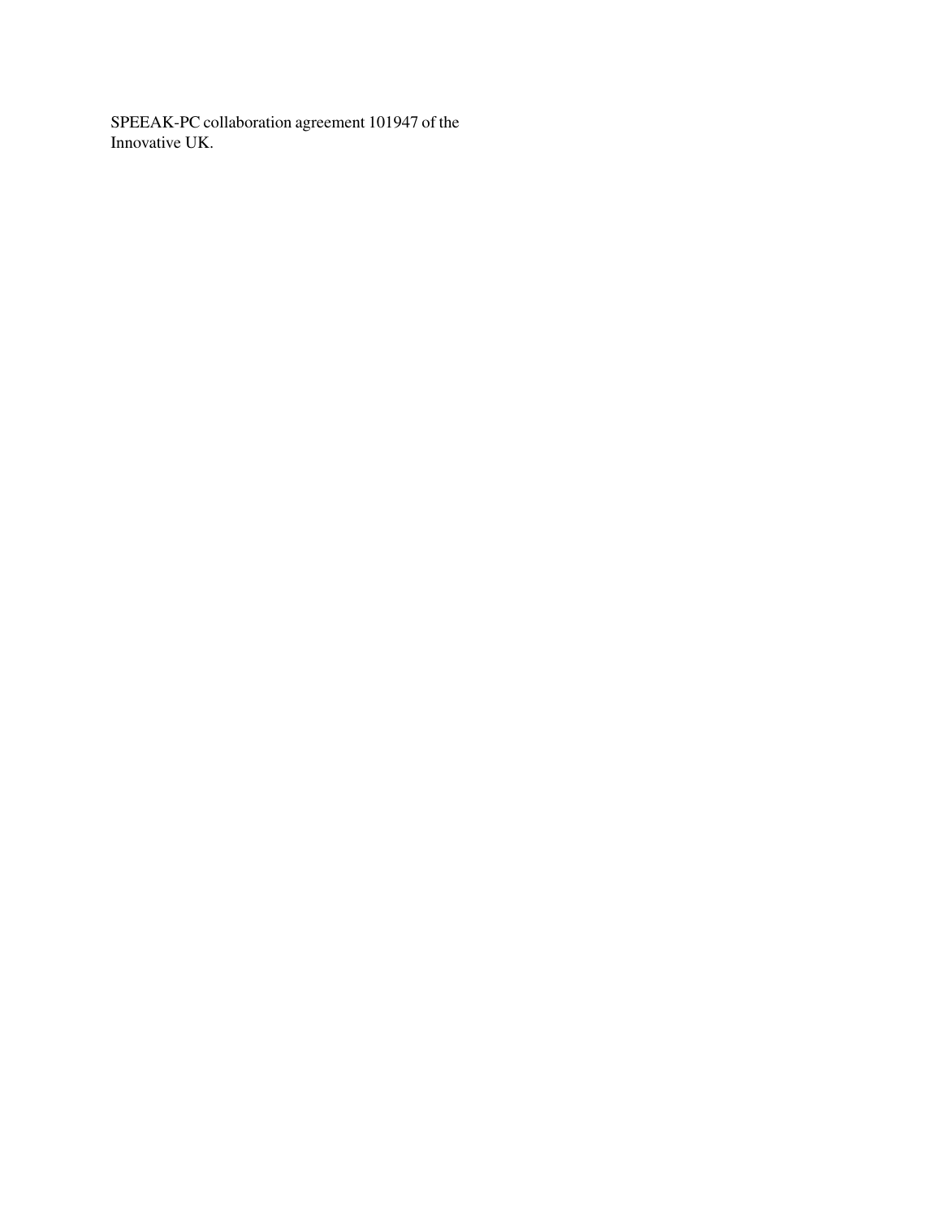SPEEAK-PC collaboration agreement 101947 of the Innovative UK.